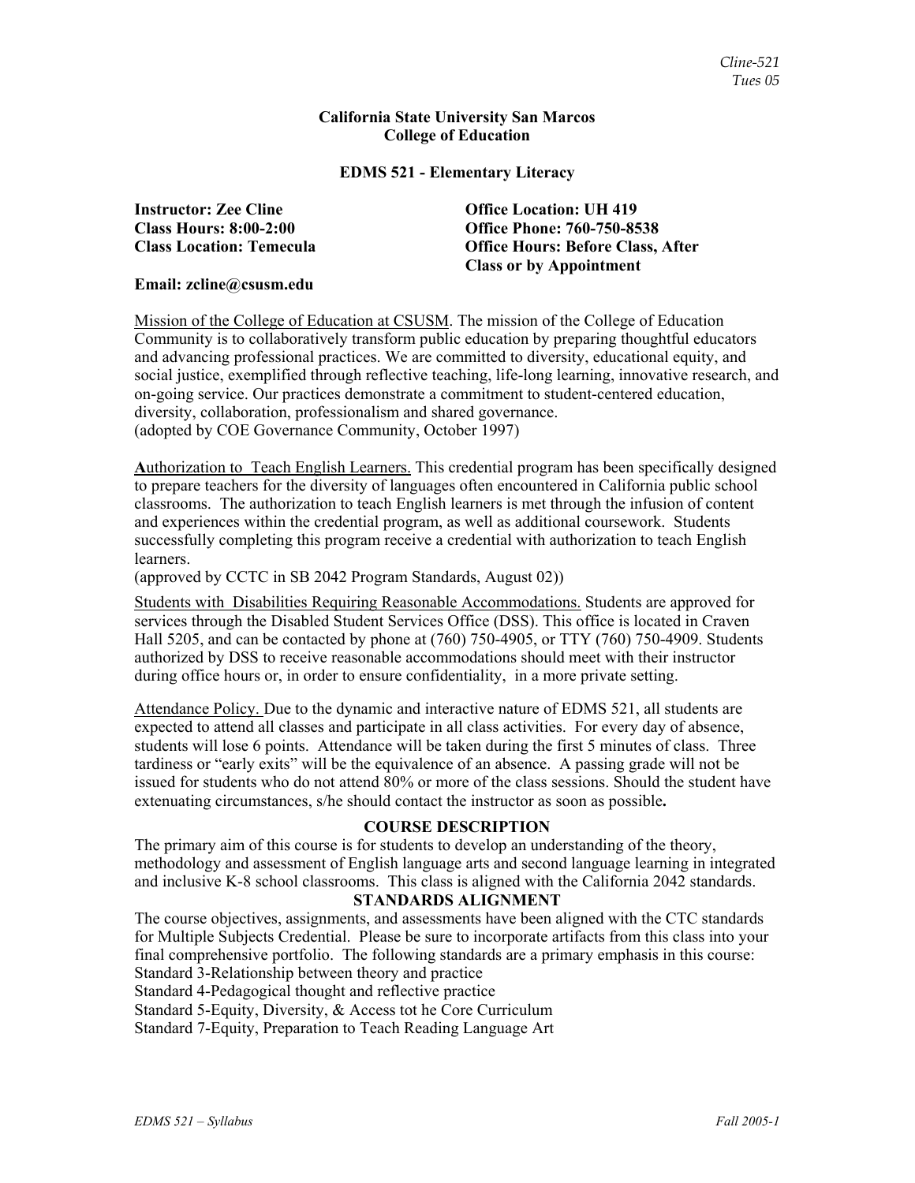**California State University San Marcos**
**College of Education**

**EDMS 521 - Elementary Literacy**

**Instructor: Zee Cline**
**Class Hours: 8:00-2:00**
**Class Location: Temecula**

**Office Location: UH 419**
**Office Phone: 760-750-8538**
**Office Hours: Before Class, After Class or by Appointment**

**Email: zcline@csusm.edu**

Mission of the College of Education at CSUSM. The mission of the College of Education Community is to collaboratively transform public education by preparing thoughtful educators and advancing professional practices. We are committed to diversity, educational equity, and social justice, exemplified through reflective teaching, life-long learning, innovative research, and on-going service. Our practices demonstrate a commitment to student-centered education, diversity, collaboration, professionalism and shared governance.
(adopted by COE Governance Community, October 1997)

**A**uthorization to Teach English Learners. This credential program has been specifically designed to prepare teachers for the diversity of languages often encountered in California public school classrooms. The authorization to teach English learners is met through the infusion of content and experiences within the credential program, as well as additional coursework. Students successfully completing this program receive a credential with authorization to teach English learners.
(approved by CCTC in SB 2042 Program Standards, August 02))

Students with Disabilities Requiring Reasonable Accommodations. Students are approved for services through the Disabled Student Services Office (DSS). This office is located in Craven Hall 5205, and can be contacted by phone at (760) 750-4905, or TTY (760) 750-4909. Students authorized by DSS to receive reasonable accommodations should meet with their instructor during office hours or, in order to ensure confidentiality, in a more private setting.

Attendance Policy. Due to the dynamic and interactive nature of EDMS 521, all students are expected to attend all classes and participate in all class activities. For every day of absence, students will lose 6 points. Attendance will be taken during the first 5 minutes of class. Three tardiness or "early exits" will be the equivalence of an absence. A passing grade will not be issued for students who do not attend 80% or more of the class sessions. Should the student have extenuating circumstances, s/he should contact the instructor as soon as possible**.**

## COURSE DESCRIPTION

The primary aim of this course is for students to develop an understanding of the theory, methodology and assessment of English language arts and second language learning in integrated and inclusive K-8 school classrooms. This class is aligned with the California 2042 standards.

## STANDARDS ALIGNMENT

The course objectives, assignments, and assessments have been aligned with the CTC standards for Multiple Subjects Credential. Please be sure to incorporate artifacts from this class into your final comprehensive portfolio. The following standards are a primary emphasis in this course:
Standard 3-Relationship between theory and practice
Standard 4-Pedagogical thought and reflective practice
Standard 5-Equity, Diversity, & Access tot he Core Curriculum
Standard 7-Equity, Preparation to Teach Reading Language Art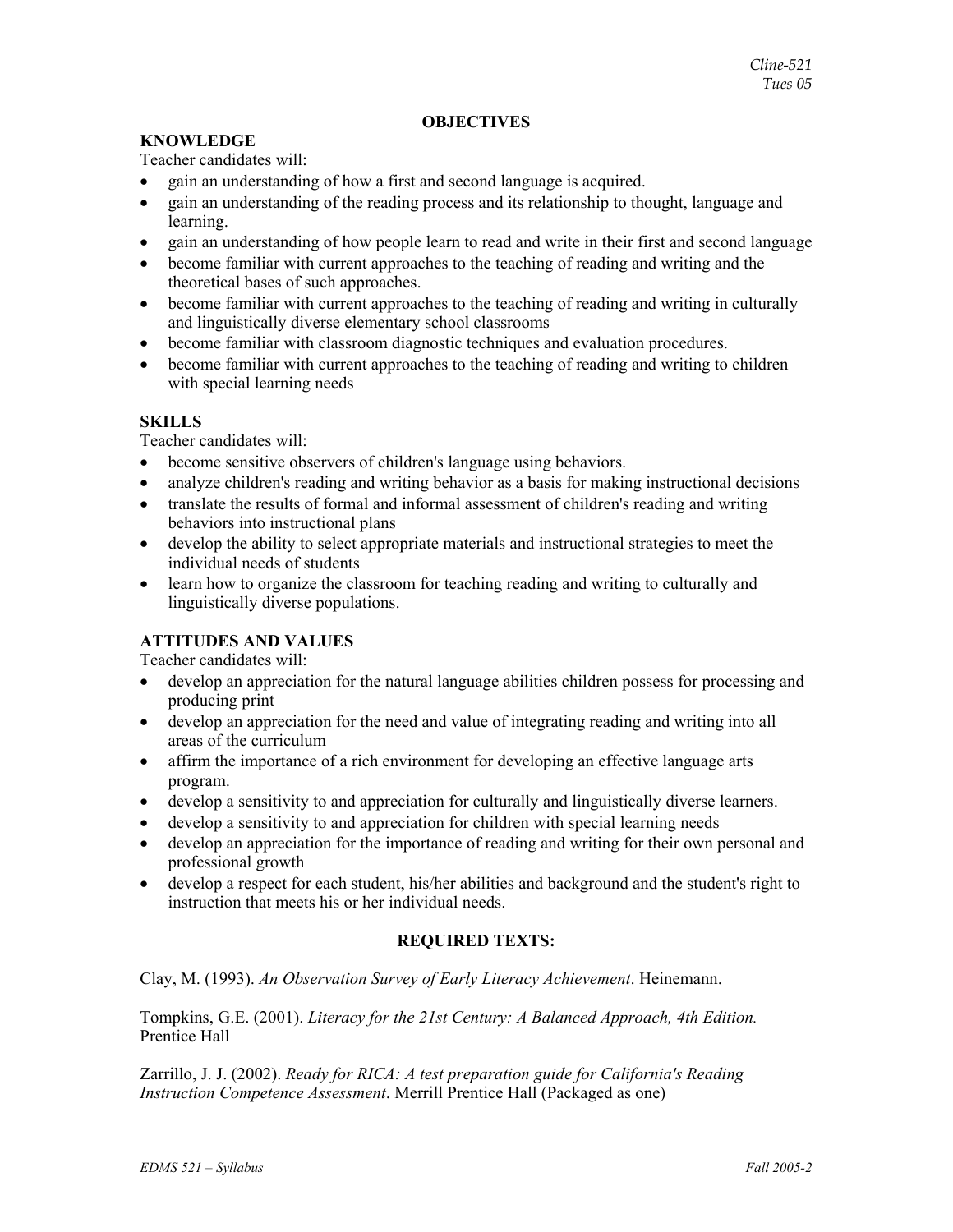## OBJECTIVES

### KNOWLEDGE

Teacher candidates will:

- gain an understanding of how a first and second language is acquired.
- gain an understanding of the reading process and its relationship to thought, language and learning.
- gain an understanding of how people learn to read and write in their first and second language
- become familiar with current approaches to the teaching of reading and writing and the theoretical bases of such approaches.
- become familiar with current approaches to the teaching of reading and writing in culturally and linguistically diverse elementary school classrooms
- become familiar with classroom diagnostic techniques and evaluation procedures.
- become familiar with current approaches to the teaching of reading and writing to children with special learning needs

### SKILLS

Teacher candidates will:

- become sensitive observers of children's language using behaviors.
- analyze children's reading and writing behavior as a basis for making instructional decisions
- translate the results of formal and informal assessment of children's reading and writing behaviors into instructional plans
- develop the ability to select appropriate materials and instructional strategies to meet the individual needs of students
- learn how to organize the classroom for teaching reading and writing to culturally and linguistically diverse populations.

### ATTITUDES AND VALUES

Teacher candidates will:

- develop an appreciation for the natural language abilities children possess for processing and producing print
- develop an appreciation for the need and value of integrating reading and writing into all areas of the curriculum
- affirm the importance of a rich environment for developing an effective language arts program.
- develop a sensitivity to and appreciation for culturally and linguistically diverse learners.
- develop a sensitivity to and appreciation for children with special learning needs
- develop an appreciation for the importance of reading and writing for their own personal and professional growth
- develop a respect for each student, his/her abilities and background and the student's right to instruction that meets his or her individual needs.

## REQUIRED TEXTS:

Clay, M. (1993). *An Observation Survey of Early Literacy Achievement*. Heinemann.

Tompkins, G.E. (2001). *Literacy for the 21st Century: A Balanced Approach, 4th Edition.* Prentice Hall

Zarrillo, J. J. (2002). *Ready for RICA: A test preparation guide for California's Reading Instruction Competence Assessment*. Merrill Prentice Hall (Packaged as one)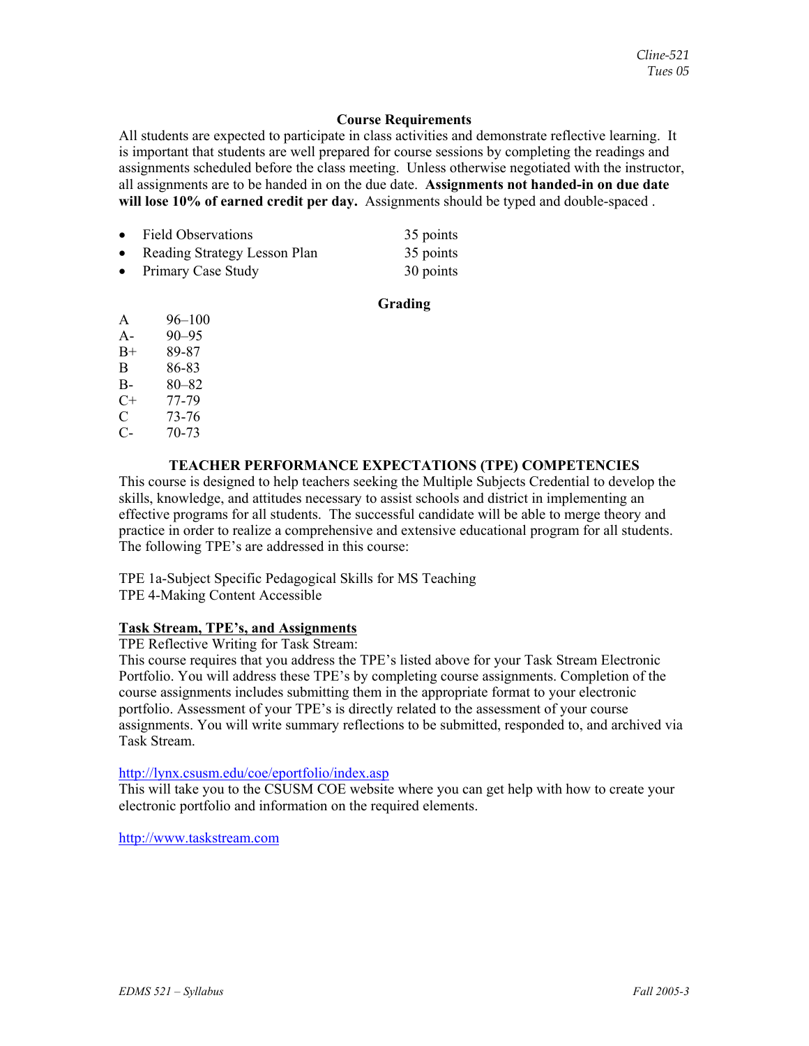## Course Requirements

All students are expected to participate in class activities and demonstrate reflective learning. It is important that students are well prepared for course sessions by completing the readings and assignments scheduled before the class meeting. Unless otherwise negotiated with the instructor, all assignments are to be handed in on the due date. **Assignments not handed-in on due date will lose 10% of earned credit per day.** Assignments should be typed and double-spaced .

- Field Observations 35 points
- Reading Strategy Lesson Plan 35 points
- Primary Case Study 30 points

## Grading

| | |
|---|---|
| A | 96–100 |
| A- | 90–95 |
| B+ | 89-87 |
| B | 86-83 |
| B- | 80–82 |
| C+ | 77-79 |
| C | 73-76 |
| C- | 70-73 |

## TEACHER PERFORMANCE EXPECTATIONS (TPE) COMPETENCIES

This course is designed to help teachers seeking the Multiple Subjects Credential to develop the skills, knowledge, and attitudes necessary to assist schools and district in implementing an effective programs for all students. The successful candidate will be able to merge theory and practice in order to realize a comprehensive and extensive educational program for all students. The following TPE's are addressed in this course:

TPE 1a-Subject Specific Pedagogical Skills for MS Teaching
TPE 4-Making Content Accessible

### Task Stream, TPE's, and Assignments

TPE Reflective Writing for Task Stream:
This course requires that you address the TPE's listed above for your Task Stream Electronic Portfolio. You will address these TPE's by completing course assignments. Completion of the course assignments includes submitting them in the appropriate format to your electronic portfolio. Assessment of your TPE's is directly related to the assessment of your course assignments. You will write summary reflections to be submitted, responded to, and archived via Task Stream.

http://lynx.csusm.edu/coe/eportfolio/index.asp
This will take you to the CSUSM COE website where you can get help with how to create your electronic portfolio and information on the required elements.

http://www.taskstream.com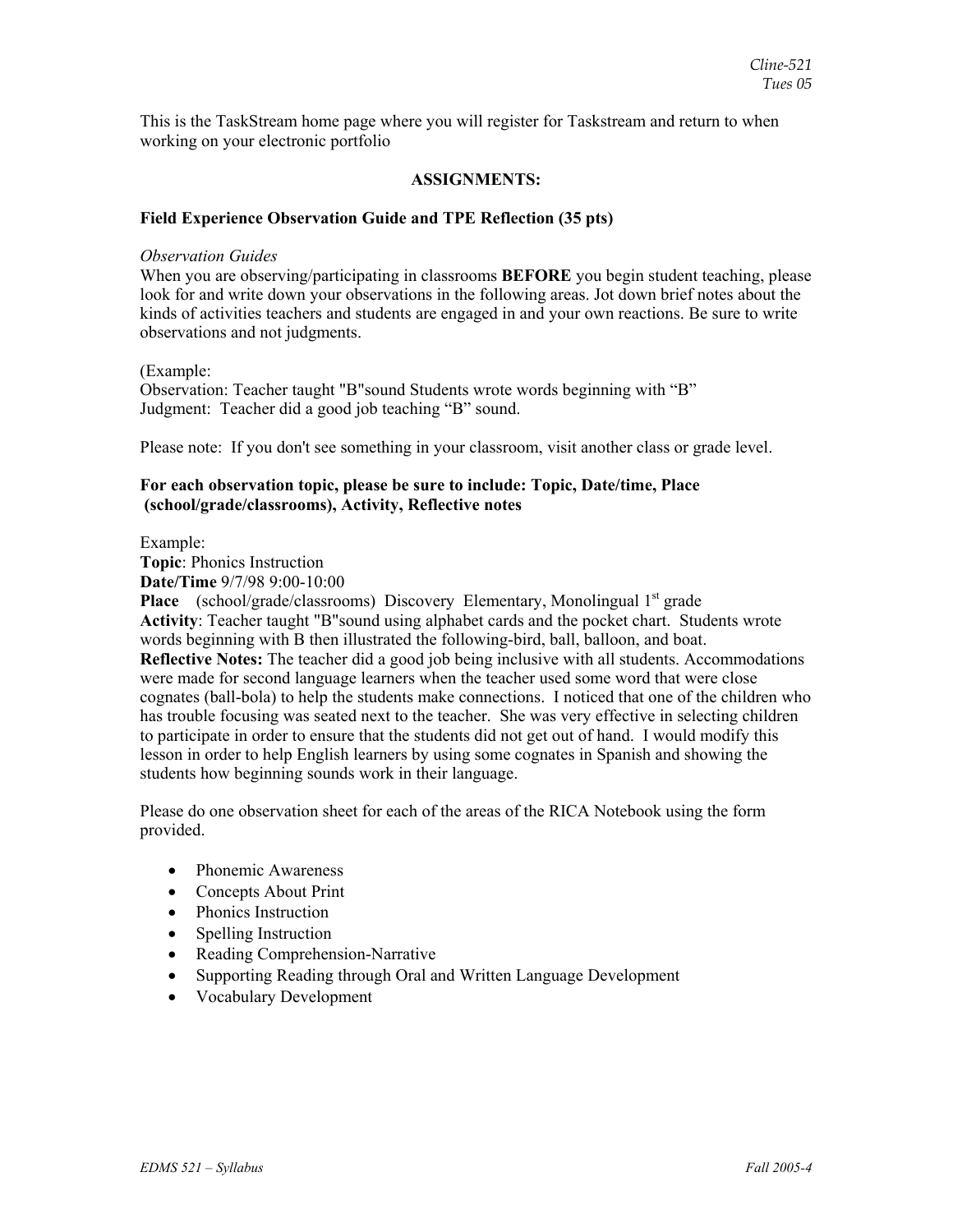This is the TaskStream home page where you will register for Taskstream and return to when working on your electronic portfolio

**ASSIGNMENTS:**

**Field Experience Observation Guide and TPE Reflection (35 pts)**

*Observation Guides*

When you are observing/participating in classrooms **BEFORE** you begin student teaching, please look for and write down your observations in the following areas. Jot down brief notes about the kinds of activities teachers and students are engaged in and your own reactions. Be sure to write observations and not judgments.

(Example:
Observation: Teacher taught "B"sound Students wrote words beginning with "B"
Judgment: Teacher did a good job teaching "B" sound.

Please note: If you don't see something in your classroom, visit another class or grade level.

**For each observation topic, please be sure to include: Topic, Date/time, Place (school/grade/classrooms), Activity, Reflective notes**

Example:
**Topic**: Phonics Instruction
**Date/Time** 9/7/98 9:00-10:00
**Place** (school/grade/classrooms) Discovery Elementary, Monolingual 1st grade
**Activity**: Teacher taught "B"sound using alphabet cards and the pocket chart. Students wrote words beginning with B then illustrated the following-bird, ball, balloon, and boat.
**Reflective Notes:** The teacher did a good job being inclusive with all students. Accommodations were made for second language learners when the teacher used some word that were close cognates (ball-bola) to help the students make connections. I noticed that one of the children who has trouble focusing was seated next to the teacher. She was very effective in selecting children to participate in order to ensure that the students did not get out of hand. I would modify this lesson in order to help English learners by using some cognates in Spanish and showing the students how beginning sounds work in their language.

Please do one observation sheet for each of the areas of the RICA Notebook using the form provided.

- Phonemic Awareness
- Concepts About Print
- Phonics Instruction
- Spelling Instruction
- Reading Comprehension-Narrative
- Supporting Reading through Oral and Written Language Development
- Vocabulary Development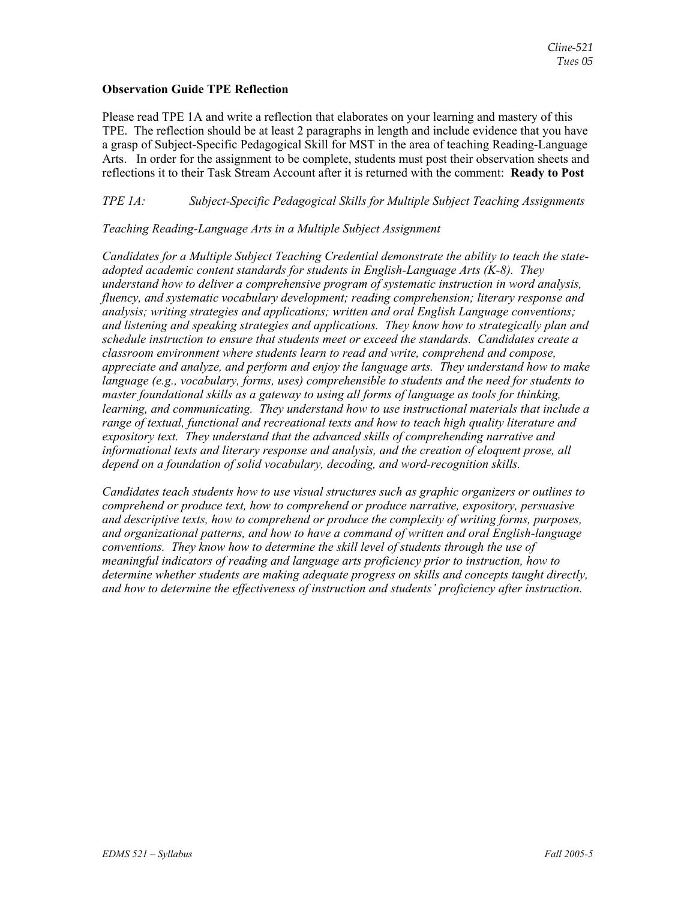**Observation Guide TPE Reflection**

Please read TPE 1A and write a reflection that elaborates on your learning and mastery of this TPE. The reflection should be at least 2 paragraphs in length and include evidence that you have a grasp of Subject-Specific Pedagogical Skill for MST in the area of teaching Reading-Language Arts. In order for the assignment to be complete, students must post their observation sheets and reflections it to their Task Stream Account after it is returned with the comment: **Ready to Post**

*TPE 1A: Subject-Specific Pedagogical Skills for Multiple Subject Teaching Assignments*

*Teaching Reading-Language Arts in a Multiple Subject Assignment*

*Candidates for a Multiple Subject Teaching Credential demonstrate the ability to teach the state-adopted academic content standards for students in English-Language Arts (K-8). They understand how to deliver a comprehensive program of systematic instruction in word analysis, fluency, and systematic vocabulary development; reading comprehension; literary response and analysis; writing strategies and applications; written and oral English Language conventions; and listening and speaking strategies and applications. They know how to strategically plan and schedule instruction to ensure that students meet or exceed the standards. Candidates create a classroom environment where students learn to read and write, comprehend and compose, appreciate and analyze, and perform and enjoy the language arts. They understand how to make language (e.g., vocabulary, forms, uses) comprehensible to students and the need for students to master foundational skills as a gateway to using all forms of language as tools for thinking, learning, and communicating. They understand how to use instructional materials that include a range of textual, functional and recreational texts and how to teach high quality literature and expository text. They understand that the advanced skills of comprehending narrative and informational texts and literary response and analysis, and the creation of eloquent prose, all depend on a foundation of solid vocabulary, decoding, and word-recognition skills.*

*Candidates teach students how to use visual structures such as graphic organizers or outlines to comprehend or produce text, how to comprehend or produce narrative, expository, persuasive and descriptive texts, how to comprehend or produce the complexity of writing forms, purposes, and organizational patterns, and how to have a command of written and oral English-language conventions. They know how to determine the skill level of students through the use of meaningful indicators of reading and language arts proficiency prior to instruction, how to determine whether students are making adequate progress on skills and concepts taught directly, and how to determine the effectiveness of instruction and students' proficiency after instruction.*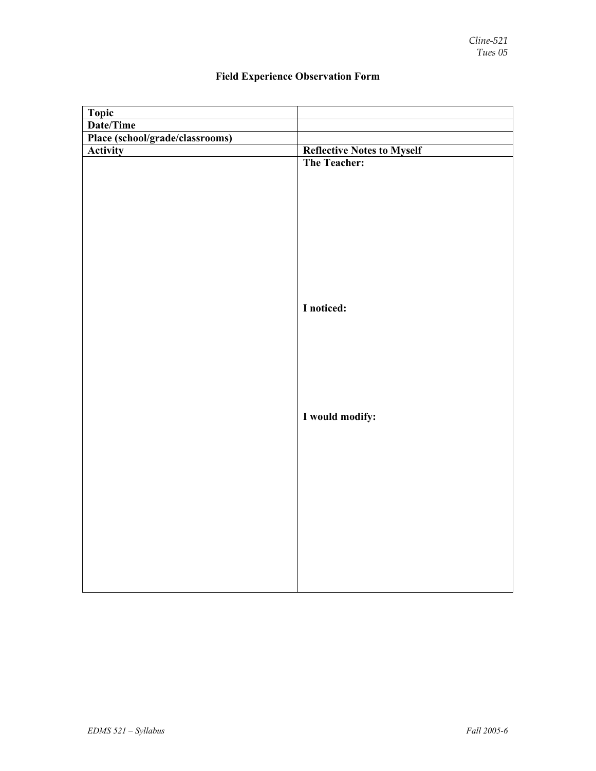# Field Experience Observation Form

| Topic | |
|---|---|
| Date/Time | |
| Place (school/grade/classrooms) | |
| **Activity** | **Reflective Notes to Myself** |
| | **The Teacher:**<br><br><br><br>**I noticed:**<br><br><br><br>**I would modify:** |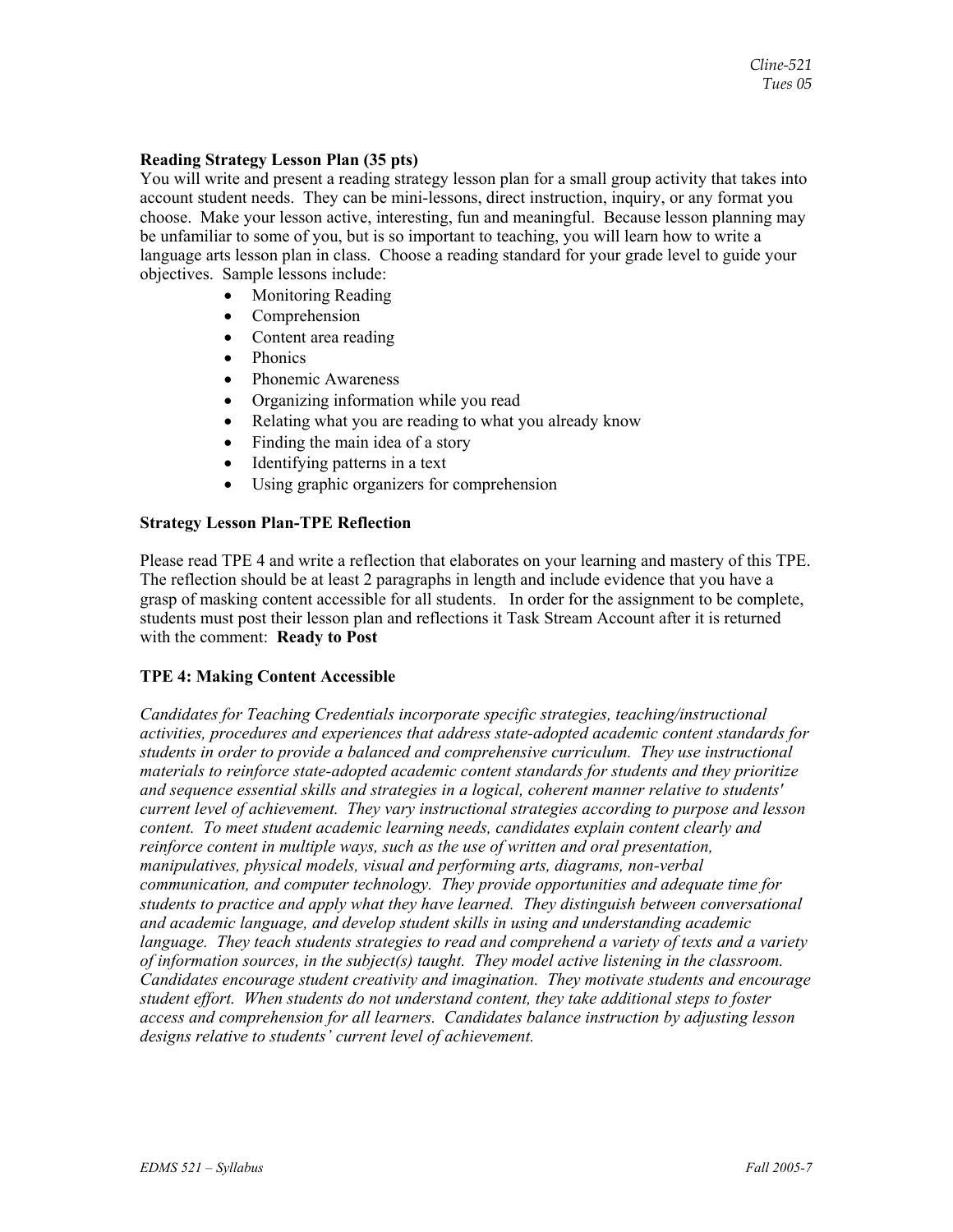**Reading Strategy Lesson Plan (35 pts)**

You will write and present a reading strategy lesson plan for a small group activity that takes into account student needs. They can be mini-lessons, direct instruction, inquiry, or any format you choose. Make your lesson active, interesting, fun and meaningful. Because lesson planning may be unfamiliar to some of you, but is so important to teaching, you will learn how to write a language arts lesson plan in class. Choose a reading standard for your grade level to guide your objectives. Sample lessons include:

- Monitoring Reading
- Comprehension
- Content area reading
- Phonics
- Phonemic Awareness
- Organizing information while you read
- Relating what you are reading to what you already know
- Finding the main idea of a story
- Identifying patterns in a text
- Using graphic organizers for comprehension

**Strategy Lesson Plan-TPE Reflection**

Please read TPE 4 and write a reflection that elaborates on your learning and mastery of this TPE. The reflection should be at least 2 paragraphs in length and include evidence that you have a grasp of masking content accessible for all students. In order for the assignment to be complete, students must post their lesson plan and reflections it Task Stream Account after it is returned with the comment: **Ready to Post**

**TPE 4: Making Content Accessible**

*Candidates for Teaching Credentials incorporate specific strategies, teaching/instructional activities, procedures and experiences that address state-adopted academic content standards for students in order to provide a balanced and comprehensive curriculum. They use instructional materials to reinforce state-adopted academic content standards for students and they prioritize and sequence essential skills and strategies in a logical, coherent manner relative to students' current level of achievement. They vary instructional strategies according to purpose and lesson content. To meet student academic learning needs, candidates explain content clearly and reinforce content in multiple ways, such as the use of written and oral presentation, manipulatives, physical models, visual and performing arts, diagrams, non-verbal communication, and computer technology. They provide opportunities and adequate time for students to practice and apply what they have learned. They distinguish between conversational and academic language, and develop student skills in using and understanding academic language. They teach students strategies to read and comprehend a variety of texts and a variety of information sources, in the subject(s) taught. They model active listening in the classroom. Candidates encourage student creativity and imagination. They motivate students and encourage student effort. When students do not understand content, they take additional steps to foster access and comprehension for all learners. Candidates balance instruction by adjusting lesson designs relative to students' current level of achievement.*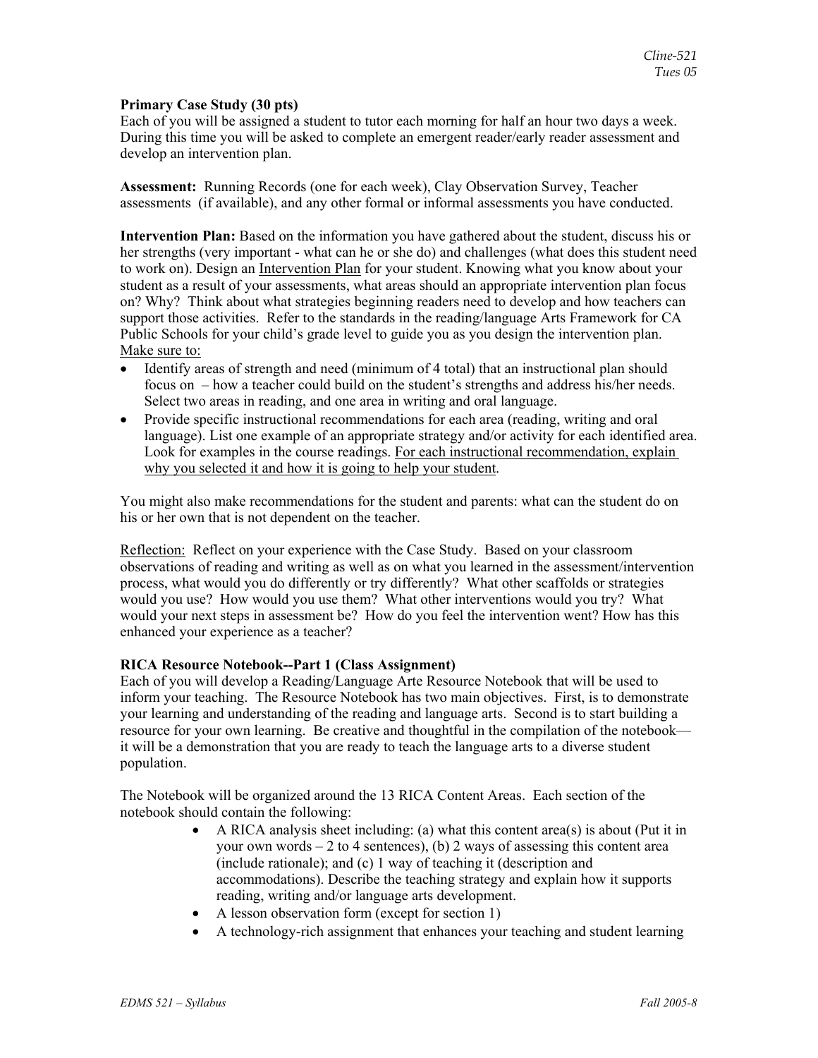**Primary Case Study (30 pts)**
Each of you will be assigned a student to tutor each morning for half an hour two days a week. During this time you will be asked to complete an emergent reader/early reader assessment and develop an intervention plan.

**Assessment:** Running Records (one for each week), Clay Observation Survey, Teacher assessments (if available), and any other formal or informal assessments you have conducted.

**Intervention Plan:** Based on the information you have gathered about the student, discuss his or her strengths (very important - what can he or she do) and challenges (what does this student need to work on). Design an <u>Intervention Plan</u> for your student. Knowing what you know about your student as a result of your assessments, what areas should an appropriate intervention plan focus on? Why? Think about what strategies beginning readers need to develop and how teachers can support those activities. Refer to the standards in the reading/language Arts Framework for CA Public Schools for your child's grade level to guide you as you design the intervention plan.
<u>Make sure to:</u>

- Identify areas of strength and need (minimum of 4 total) that an instructional plan should focus on – how a teacher could build on the student's strengths and address his/her needs. Select two areas in reading, and one area in writing and oral language.
- Provide specific instructional recommendations for each area (reading, writing and oral language). List one example of an appropriate strategy and/or activity for each identified area. Look for examples in the course readings. <u>For each instructional recommendation, explain why you selected it and how it is going to help your student</u>.

You might also make recommendations for the student and parents: what can the student do on his or her own that is not dependent on the teacher.

<u>Reflection:</u> Reflect on your experience with the Case Study. Based on your classroom observations of reading and writing as well as on what you learned in the assessment/intervention process, what would you do differently or try differently? What other scaffolds or strategies would you use? How would you use them? What other interventions would you try? What would your next steps in assessment be? How do you feel the intervention went? How has this enhanced your experience as a teacher?

**RICA Resource Notebook--Part 1 (Class Assignment)**
Each of you will develop a Reading/Language Arte Resource Notebook that will be used to inform your teaching. The Resource Notebook has two main objectives. First, is to demonstrate your learning and understanding of the reading and language arts. Second is to start building a resource for your own learning. Be creative and thoughtful in the compilation of the notebook—it will be a demonstration that you are ready to teach the language arts to a diverse student population.

The Notebook will be organized around the 13 RICA Content Areas. Each section of the notebook should contain the following:

- A RICA analysis sheet including: (a) what this content area(s) is about (Put it in your own words – 2 to 4 sentences), (b) 2 ways of assessing this content area (include rationale); and (c) 1 way of teaching it (description and accommodations). Describe the teaching strategy and explain how it supports reading, writing and/or language arts development.
- A lesson observation form (except for section 1)
- A technology-rich assignment that enhances your teaching and student learning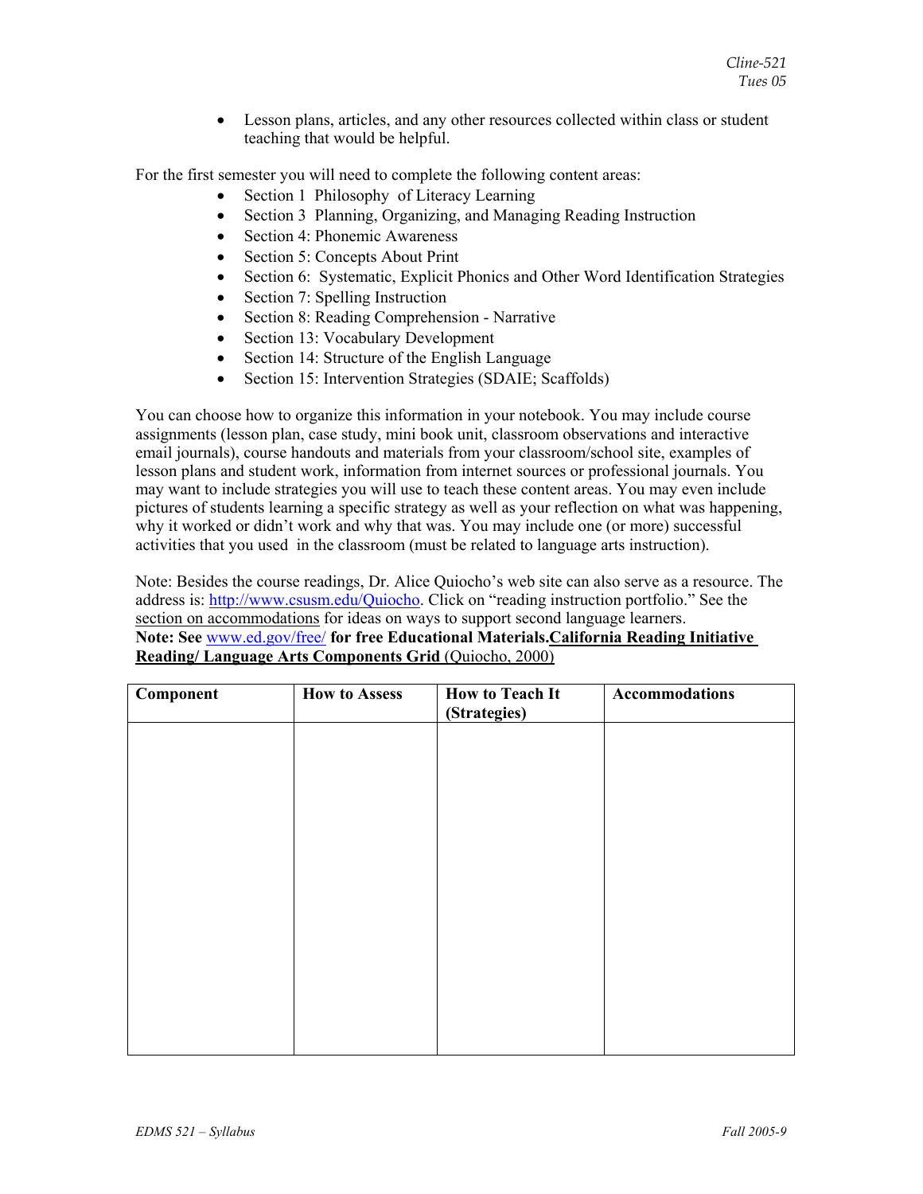- Lesson plans, articles, and any other resources collected within class or student teaching that would be helpful.

For the first semester you will need to complete the following content areas:

- Section 1 Philosophy of Literacy Learning
- Section 3 Planning, Organizing, and Managing Reading Instruction
- Section 4: Phonemic Awareness
- Section 5: Concepts About Print
- Section 6: Systematic, Explicit Phonics and Other Word Identification Strategies
- Section 7: Spelling Instruction
- Section 8: Reading Comprehension - Narrative
- Section 13: Vocabulary Development
- Section 14: Structure of the English Language
- Section 15: Intervention Strategies (SDAIE; Scaffolds)

You can choose how to organize this information in your notebook. You may include course assignments (lesson plan, case study, mini book unit, classroom observations and interactive email journals), course handouts and materials from your classroom/school site, examples of lesson plans and student work, information from internet sources or professional journals. You may want to include strategies you will use to teach these content areas. You may even include pictures of students learning a specific strategy as well as your reflection on what was happening, why it worked or didn't work and why that was. You may include one (or more) successful activities that you used in the classroom (must be related to language arts instruction).

Note: Besides the course readings, Dr. Alice Quiocho's web site can also serve as a resource. The address is: http://www.csusm.edu/Quiocho. Click on "reading instruction portfolio." See the section on accommodations for ideas on ways to support second language learners.
**Note: See www.ed.gov/free/ for free Educational Materials.** **California Reading Initiative Reading/ Language Arts Components Grid** (Quiocho, 2000)

| Component | How to Assess | How to Teach It (Strategies) | Accommodations |
|---|---|---|---|
| | | | |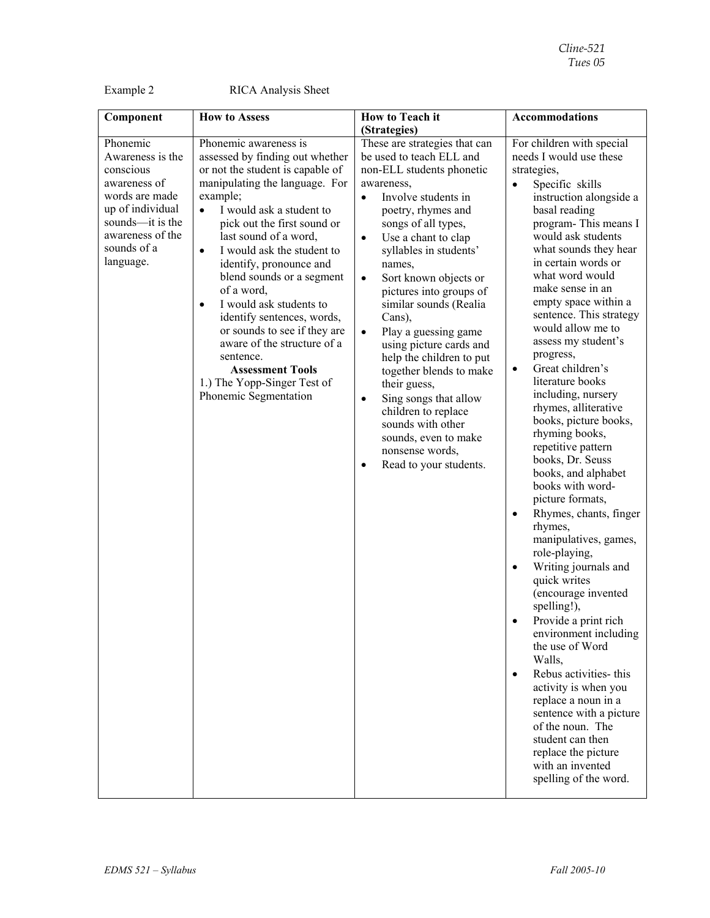Example 2 RICA Analysis Sheet

| Component | How to Assess | How to Teach it (Strategies) | Accommodations |
|---|---|---|---|
| Phonemic Awareness is the conscious awareness of words are made up of individual sounds—it is the awareness of the sounds of a language. | Phonemic awareness is assessed by finding out whether or not the student is capable of manipulating the language. For example;<br>• I would ask a student to pick out the first sound or last sound of a word,<br>• I would ask the student to identify, pronounce and blend sounds or a segment of a word,<br>• I would ask students to identify sentences, words, or sounds to see if they are aware of the structure of a sentence.<br>**Assessment Tools**<br>1.) The Yopp-Singer Test of Phonemic Segmentation | These are strategies that can be used to teach ELL and non-ELL students phonetic awareness,<br>• Involve students in poetry, rhymes and songs of all types,<br>• Use a chant to clap syllables in students' names,<br>• Sort known objects or pictures into groups of similar sounds (Realia Cans),<br>• Play a guessing game using picture cards and help the children to put together blends to make their guess,<br>• Sing songs that allow children to replace sounds with other sounds, even to make nonsense words,<br>• Read to your students. | For children with special needs I would use these strategies,<br>• Specific skills instruction alongside a basal reading program- This means I would ask students what sounds they hear in certain words or what word would make sense in an empty space within a sentence. This strategy would allow me to assess my student's progress,<br>• Great children's literature books including, nursery rhymes, alliterative books, picture books, rhyming books, repetitive pattern books, Dr. Seuss books, and alphabet books with word-picture formats,<br>• Rhymes, chants, finger rhymes, manipulatives, games, role-playing,<br>• Writing journals and quick writes (encourage invented spelling!),<br>• Provide a print rich environment including the use of Word Walls,<br>• Rebus activities- this activity is when you replace a noun in a sentence with a picture of the noun. The student can then replace the picture with an invented spelling of the word. |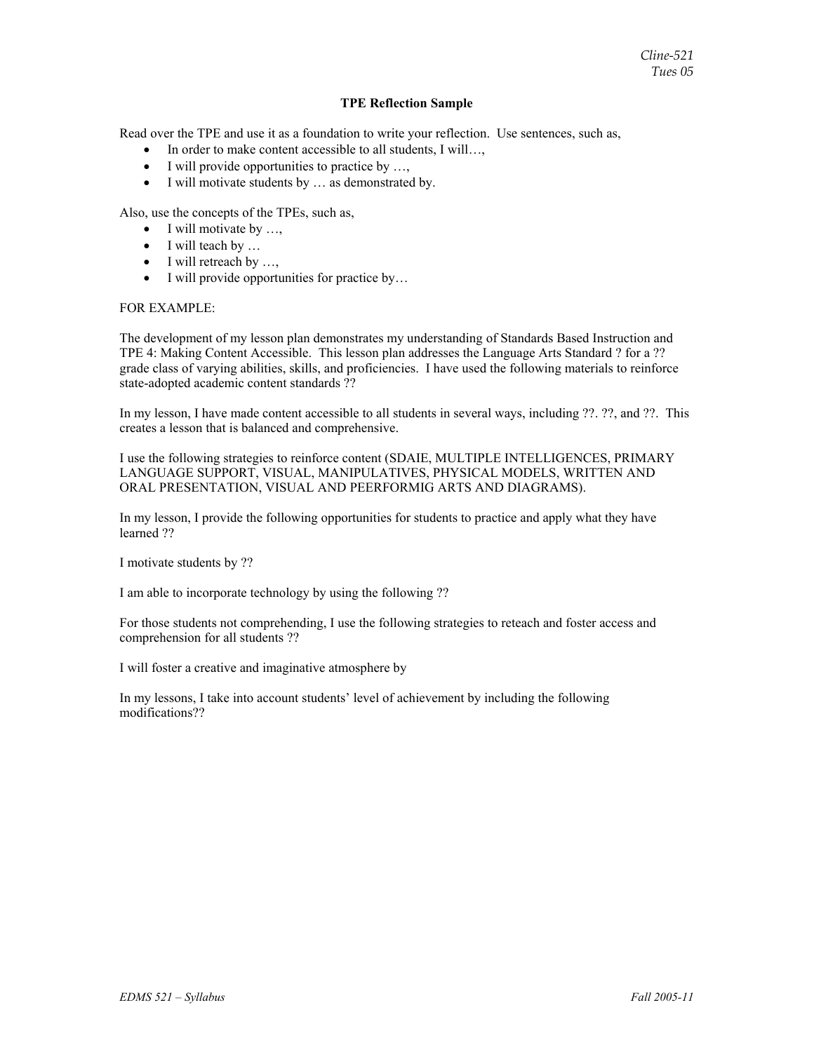## TPE Reflection Sample

Read over the TPE and use it as a foundation to write your reflection. Use sentences, such as,

- In order to make content accessible to all students, I will…,
- I will provide opportunities to practice by …,
- I will motivate students by … as demonstrated by.

Also, use the concepts of the TPEs, such as,

- I will motivate by …,
- I will teach by …
- I will reteach by …,
- I will provide opportunities for practice by…

FOR EXAMPLE:

The development of my lesson plan demonstrates my understanding of Standards Based Instruction and TPE 4: Making Content Accessible. This lesson plan addresses the Language Arts Standard ? for a ?? grade class of varying abilities, skills, and proficiencies. I have used the following materials to reinforce state-adopted academic content standards ??

In my lesson, I have made content accessible to all students in several ways, including ??. ??, and ??. This creates a lesson that is balanced and comprehensive.

I use the following strategies to reinforce content (SDAIE, MULTIPLE INTELLIGENCES, PRIMARY LANGUAGE SUPPORT, VISUAL, MANIPULATIVES, PHYSICAL MODELS, WRITTEN AND ORAL PRESENTATION, VISUAL AND PEERFORMIG ARTS AND DIAGRAMS).

In my lesson, I provide the following opportunities for students to practice and apply what they have learned ??

I motivate students by ??

I am able to incorporate technology by using the following ??

For those students not comprehending, I use the following strategies to reteach and foster access and comprehension for all students ??

I will foster a creative and imaginative atmosphere by

In my lessons, I take into account students' level of achievement by including the following modifications??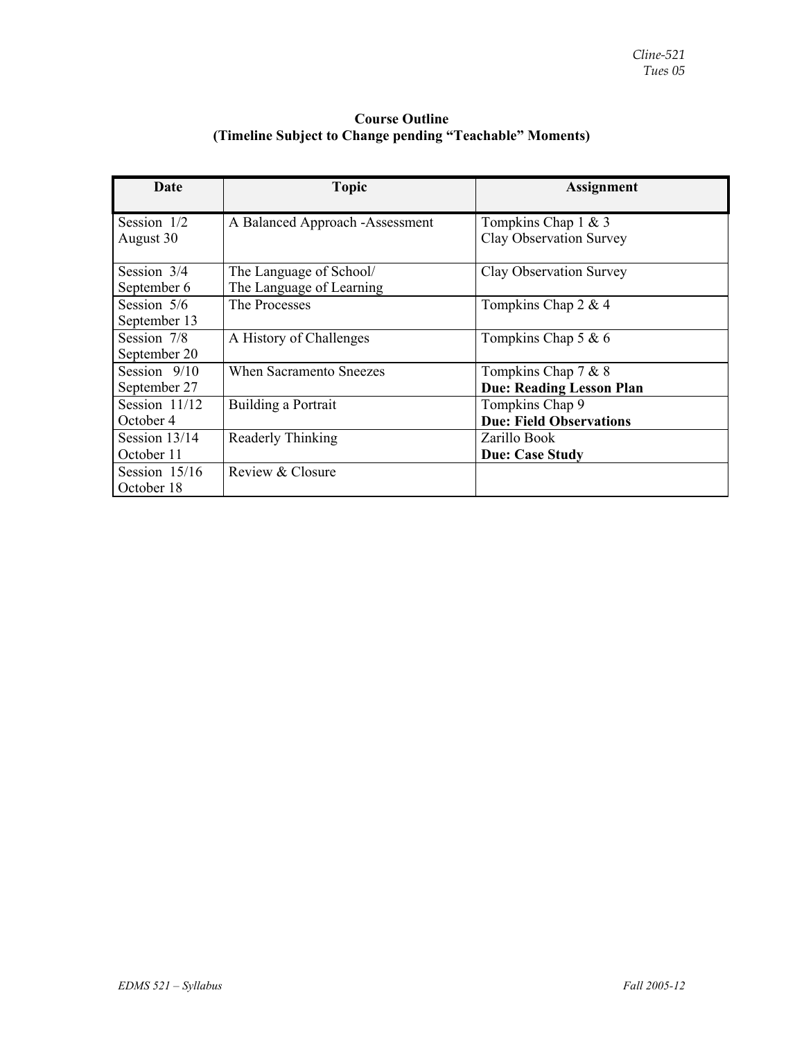**Course Outline**
**(Timeline Subject to Change pending "Teachable" Moments)**

| Date | Topic | Assignment |
|---|---|---|
| Session 1/2<br>August 30 | A Balanced Approach -Assessment | Tompkins Chap 1 & 3<br>Clay Observation Survey |
| Session 3/4<br>September 6 | The Language of School/<br>The Language of Learning | Clay Observation Survey |
| Session 5/6<br>September 13 | The Processes | Tompkins Chap 2 & 4 |
| Session 7/8<br>September 20 | A History of Challenges | Tompkins Chap 5 & 6 |
| Session 9/10<br>September 27 | When Sacramento Sneezes | Tompkins Chap 7 & 8<br>**Due: Reading Lesson Plan** |
| Session 11/12<br>October 4 | Building a Portrait | Tompkins Chap 9<br>**Due: Field Observations** |
| Session 13/14<br>October 11 | Readerly Thinking | Zarillo Book<br>**Due: Case Study** |
| Session 15/16<br>October 18 | Review & Closure | |